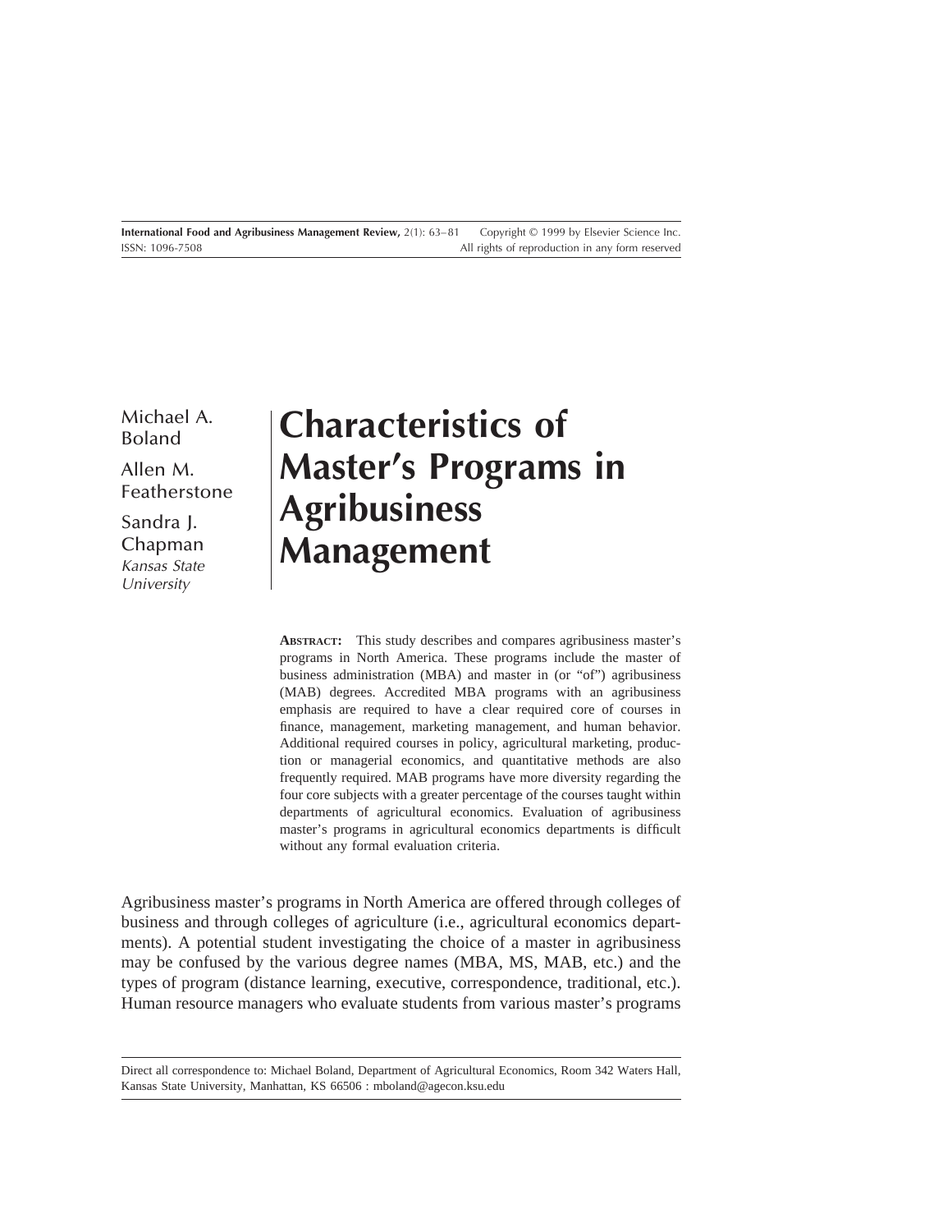# Characteristics of Master's Programs in Agribusiness Management

Michael A. Boland

Allen M. Featherstone

Sandra J. Chapman

*Kansas State University*

**ABSTRACT:** This study describes and compares agribusiness master's programs in North America. These programs include the master of business administration (MBA) and master in (or "of") agribusiness (MAB) degrees. Accredited MBA programs with an agribusiness emphasis are required to have a clear required core of courses in finance, management, marketing management, and human behavior. Additional required courses in policy, agricultural marketing, production or managerial economics, and quantitative methods are also frequently required. MAB programs have more diversity regarding the four core subjects with a greater percentage of the courses taught within departments of agricultural economics. Evaluation of agribusiness master's programs in agricultural economics departments is difficult without any formal evaluation criteria.

Agribusiness master's programs in North America are offered through colleges of business and through colleges of agriculture (i.e., agricultural economics departments). A potential student investigating the choice of a master in agribusiness may be confused by the various degree names (MBA, MS, MAB, etc.) and the types of program (distance learning, executive, correspondence, traditional, etc.). Human resource managers who evaluate students from various master's programs

---

Direct all correspondence to: Michael Boland, Department of Agricultural Economics, Room 342 Waters Hall, Kansas State University, Manhattan, KS 66506 : mboland@agecon.ksu.edu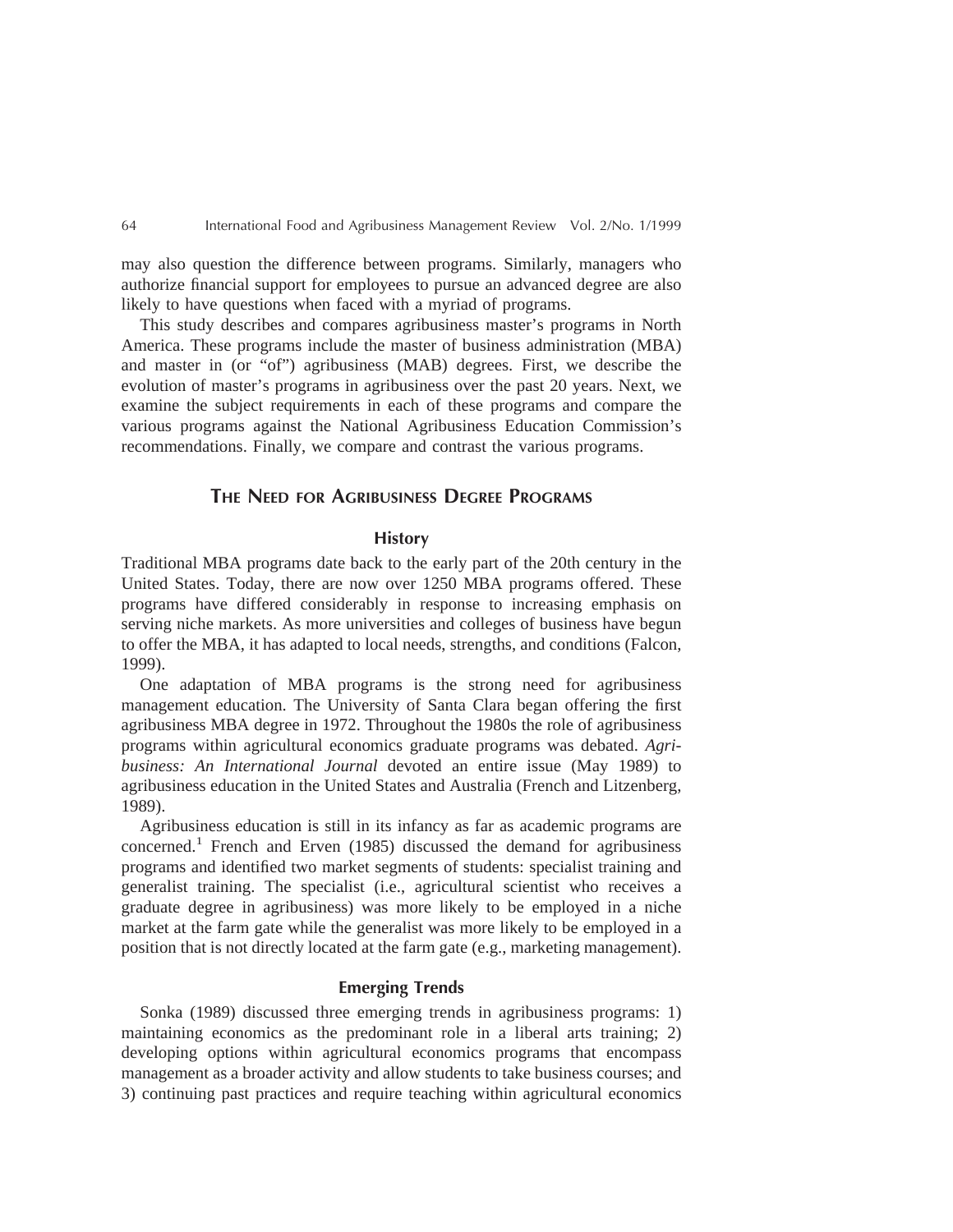may also question the difference between programs. Similarly, managers who authorize financial support for employees to pursue an advanced degree are also likely to have questions when faced with a myriad of programs.

This study describes and compares agribusiness master's programs in North America. These programs include the master of business administration (MBA) and master in (or "of") agribusiness (MAB) degrees. First, we describe the evolution of master's programs in agribusiness over the past 20 years. Next, we examine the subject requirements in each of these programs and compare the various programs against the National Agribusiness Education Commission's recommendations. Finally, we compare and contrast the various programs.

## THE NEED FOR AGRIBUSINESS DEGREE PROGRAMS

### History

Traditional MBA programs date back to the early part of the 20th century in the United States. Today, there are now over 1250 MBA programs offered. These programs have differed considerably in response to increasing emphasis on serving niche markets. As more universities and colleges of business have begun to offer the MBA, it has adapted to local needs, strengths, and conditions (Falcon, 1999).

One adaptation of MBA programs is the strong need for agribusiness management education. The University of Santa Clara began offering the first agribusiness MBA degree in 1972. Throughout the 1980s the role of agribusiness programs within agricultural economics graduate programs was debated. *Agribusiness: An International Journal* devoted an entire issue (May 1989) to agribusiness education in the United States and Australia (French and Litzenberg, 1989).

Agribusiness education is still in its infancy as far as academic programs are concerned.[1] French and Erven (1985) discussed the demand for agribusiness programs and identified two market segments of students: specialist training and generalist training. The specialist (i.e., agricultural scientist who receives a graduate degree in agribusiness) was more likely to be employed in a niche market at the farm gate while the generalist was more likely to be employed in a position that is not directly located at the farm gate (e.g., marketing management).

### Emerging Trends

Sonka (1989) discussed three emerging trends in agribusiness programs: 1) maintaining economics as the predominant role in a liberal arts training; 2) developing options within agricultural economics programs that encompass management as a broader activity and allow students to take business courses; and 3) continuing past practices and require teaching within agricultural economics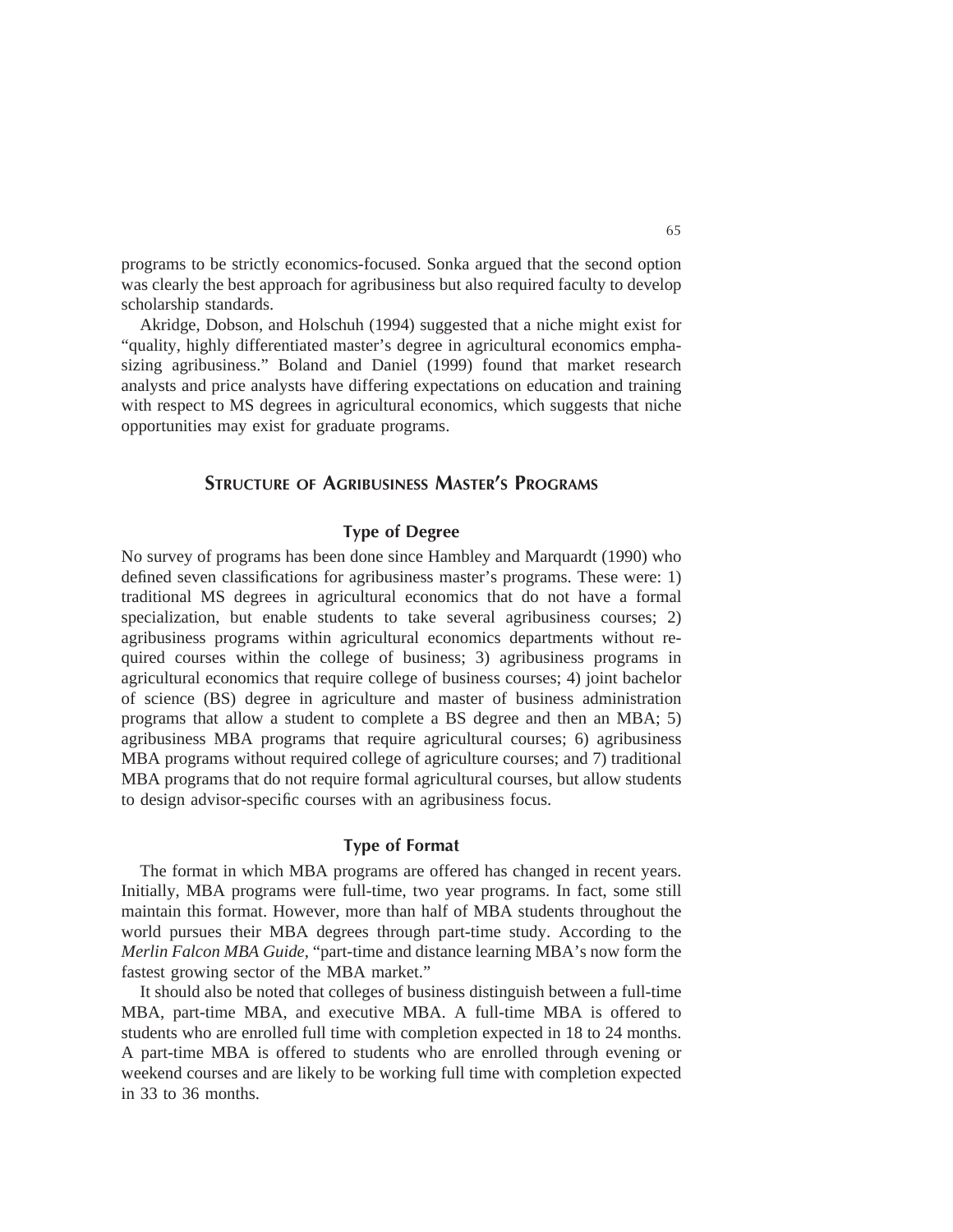programs to be strictly economics-focused. Sonka argued that the second option was clearly the best approach for agribusiness but also required faculty to develop scholarship standards.

Akridge, Dobson, and Holschuh (1994) suggested that a niche might exist for "quality, highly differentiated master's degree in agricultural economics emphasizing agribusiness." Boland and Daniel (1999) found that market research analysts and price analysts have differing expectations on education and training with respect to MS degrees in agricultural economics, which suggests that niche opportunities may exist for graduate programs.

## STRUCTURE OF AGRIBUSINESS MASTER'S PROGRAMS

### Type of Degree

No survey of programs has been done since Hambley and Marquardt (1990) who defined seven classifications for agribusiness master's programs. These were: 1) traditional MS degrees in agricultural economics that do not have a formal specialization, but enable students to take several agribusiness courses; 2) agribusiness programs within agricultural economics departments without required courses within the college of business; 3) agribusiness programs in agricultural economics that require college of business courses; 4) joint bachelor of science (BS) degree in agriculture and master of business administration programs that allow a student to complete a BS degree and then an MBA; 5) agribusiness MBA programs that require agricultural courses; 6) agribusiness MBA programs without required college of agriculture courses; and 7) traditional MBA programs that do not require formal agricultural courses, but allow students to design advisor-specific courses with an agribusiness focus.

### Type of Format

The format in which MBA programs are offered has changed in recent years. Initially, MBA programs were full-time, two year programs. In fact, some still maintain this format. However, more than half of MBA students throughout the world pursues their MBA degrees through part-time study. According to the *Merlin Falcon MBA Guide*, "part-time and distance learning MBA's now form the fastest growing sector of the MBA market."

It should also be noted that colleges of business distinguish between a full-time MBA, part-time MBA, and executive MBA. A full-time MBA is offered to students who are enrolled full time with completion expected in 18 to 24 months. A part-time MBA is offered to students who are enrolled through evening or weekend courses and are likely to be working full time with completion expected in 33 to 36 months.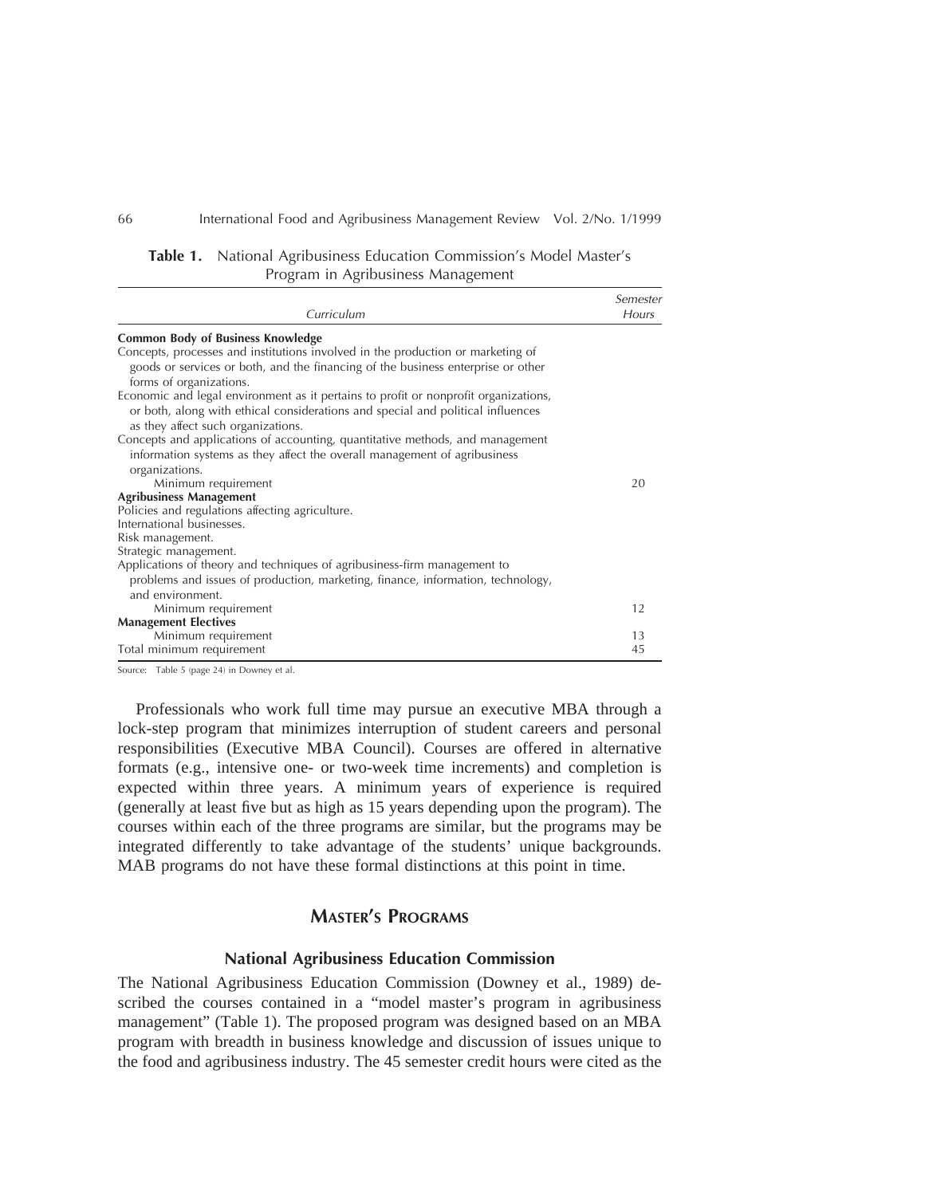**Table 1.** National Agribusiness Education Commission's Model Master's Program in Agribusiness Management

| *Curriculum* | *Semester Hours* |
|---|---|
| **Common Body of Business Knowledge** | |
| Concepts, processes and institutions involved in the production or marketing of goods or services or both, and the financing of the business enterprise or other forms of organizations. | |
| Economic and legal environment as it pertains to profit or nonprofit organizations, or both, along with ethical considerations and special and political influences as they affect such organizations. | |
| Concepts and applications of accounting, quantitative methods, and management information systems as they affect the overall management of agribusiness organizations. | |
| Minimum requirement | 20 |
| **Agribusiness Management** | |
| Policies and regulations affecting agriculture. | |
| International businesses. | |
| Risk management. | |
| Strategic management. | |
| Applications of theory and techniques of agribusiness-firm management to problems and issues of production, marketing, finance, information, technology, and environment. | |
| Minimum requirement | 12 |
| **Management Electives** | |
| Minimum requirement | 13 |
| Total minimum requirement | 45 |

Source: Table 5 (page 24) in Downey et al.

Professionals who work full time may pursue an executive MBA through a lock-step program that minimizes interruption of student careers and personal responsibilities (Executive MBA Council). Courses are offered in alternative formats (e.g., intensive one- or two-week time increments) and completion is expected within three years. A minimum years of experience is required (generally at least five but as high as 15 years depending upon the program). The courses within each of the three programs are similar, but the programs may be integrated differently to take advantage of the students' unique backgrounds. MAB programs do not have these formal distinctions at this point in time.

## MASTER'S PROGRAMS

### National Agribusiness Education Commission

The National Agribusiness Education Commission (Downey et al., 1989) described the courses contained in a "model master's program in agribusiness management" (Table 1). The proposed program was designed based on an MBA program with breadth in business knowledge and discussion of issues unique to the food and agribusiness industry. The 45 semester credit hours were cited as the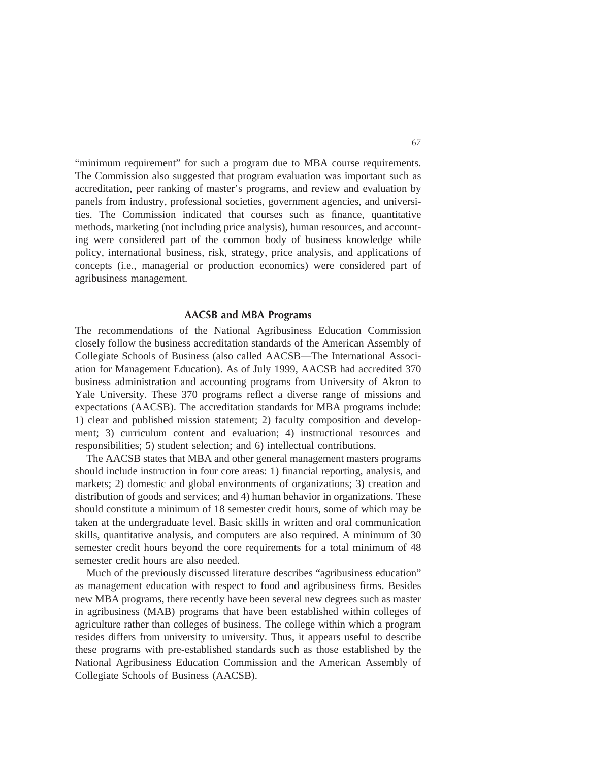"minimum requirement" for such a program due to MBA course requirements. The Commission also suggested that program evaluation was important such as accreditation, peer ranking of master's programs, and review and evaluation by panels from industry, professional societies, government agencies, and universities. The Commission indicated that courses such as finance, quantitative methods, marketing (not including price analysis), human resources, and accounting were considered part of the common body of business knowledge while policy, international business, risk, strategy, price analysis, and applications of concepts (i.e., managerial or production economics) were considered part of agribusiness management.

## AACSB and MBA Programs

The recommendations of the National Agribusiness Education Commission closely follow the business accreditation standards of the American Assembly of Collegiate Schools of Business (also called AACSB—The International Association for Management Education). As of July 1999, AACSB had accredited 370 business administration and accounting programs from University of Akron to Yale University. These 370 programs reflect a diverse range of missions and expectations (AACSB). The accreditation standards for MBA programs include: 1) clear and published mission statement; 2) faculty composition and development; 3) curriculum content and evaluation; 4) instructional resources and responsibilities; 5) student selection; and 6) intellectual contributions.

The AACSB states that MBA and other general management masters programs should include instruction in four core areas: 1) financial reporting, analysis, and markets; 2) domestic and global environments of organizations; 3) creation and distribution of goods and services; and 4) human behavior in organizations. These should constitute a minimum of 18 semester credit hours, some of which may be taken at the undergraduate level. Basic skills in written and oral communication skills, quantitative analysis, and computers are also required. A minimum of 30 semester credit hours beyond the core requirements for a total minimum of 48 semester credit hours are also needed.

Much of the previously discussed literature describes "agribusiness education" as management education with respect to food and agribusiness firms. Besides new MBA programs, there recently have been several new degrees such as master in agribusiness (MAB) programs that have been established within colleges of agriculture rather than colleges of business. The college within which a program resides differs from university to university. Thus, it appears useful to describe these programs with pre-established standards such as those established by the National Agribusiness Education Commission and the American Assembly of Collegiate Schools of Business (AACSB).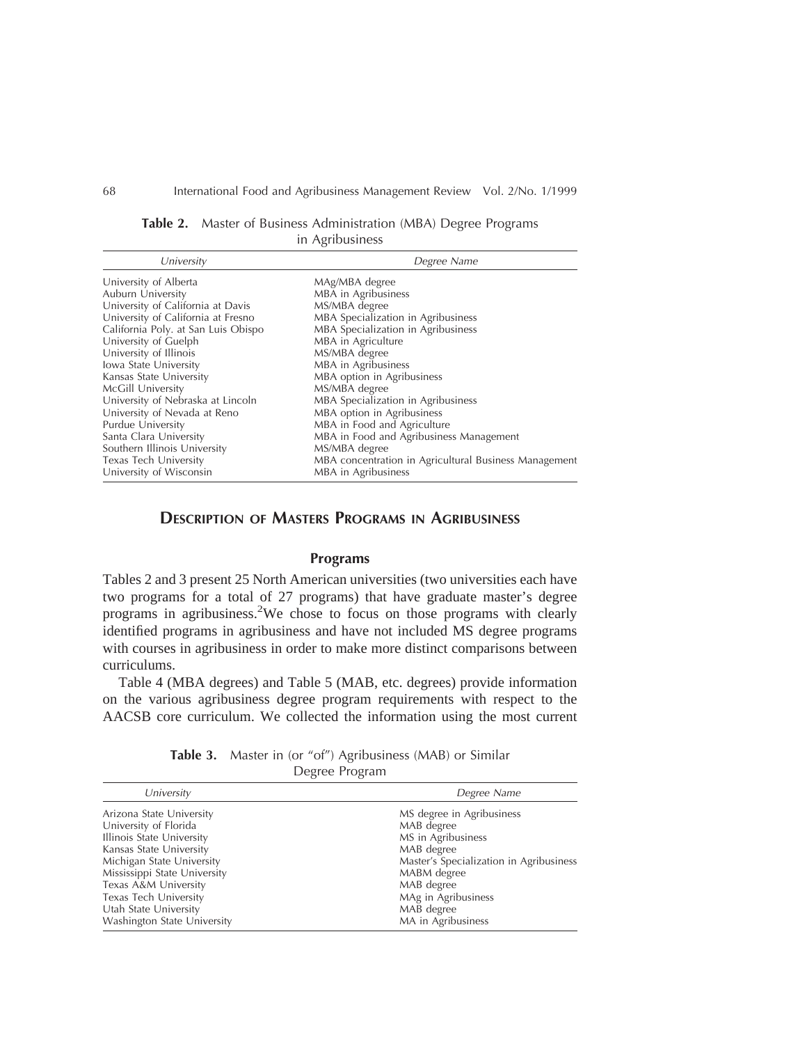**Table 2.** Master of Business Administration (MBA) Degree Programs in Agribusiness

| *University* | *Degree Name* |
|---|---|
| University of Alberta | MAg/MBA degree |
| Auburn University | MBA in Agribusiness |
| University of California at Davis | MS/MBA degree |
| University of California at Fresno | MBA Specialization in Agribusiness |
| California Poly. at San Luis Obispo | MBA Specialization in Agribusiness |
| University of Guelph | MBA in Agriculture |
| University of Illinois | MS/MBA degree |
| Iowa State University | MBA in Agribusiness |
| Kansas State University | MBA option in Agribusiness |
| McGill University | MS/MBA degree |
| University of Nebraska at Lincoln | MBA Specialization in Agribusiness |
| University of Nevada at Reno | MBA option in Agribusiness |
| Purdue University | MBA in Food and Agriculture |
| Santa Clara University | MBA in Food and Agribusiness Management |
| Southern Illinois University | MS/MBA degree |
| Texas Tech University | MBA concentration in Agricultural Business Management |
| University of Wisconsin | MBA in Agribusiness |

## Description of Masters Programs in Agribusiness

### Programs

Tables 2 and 3 present 25 North American universities (two universities each have two programs for a total of 27 programs) that have graduate master's degree programs in agribusiness.[2] We chose to focus on those programs with clearly identified programs in agribusiness and have not included MS degree programs with courses in agribusiness in order to make more distinct comparisons between curriculums.

Table 4 (MBA degrees) and Table 5 (MAB, etc. degrees) provide information on the various agribusiness degree program requirements with respect to the AACSB core curriculum. We collected the information using the most current

**Table 3.** Master in (or "of") Agribusiness (MAB) or Similar Degree Program

| *University* | *Degree Name* |
|---|---|
| Arizona State University | MS degree in Agribusiness |
| University of Florida | MAB degree |
| Illinois State University | MS in Agribusiness |
| Kansas State University | MAB degree |
| Michigan State University | Master's Specialization in Agribusiness |
| Mississippi State University | MABM degree |
| Texas A&M University | MAB degree |
| Texas Tech University | MAg in Agribusiness |
| Utah State University | MAB degree |
| Washington State University | MA in Agribusiness |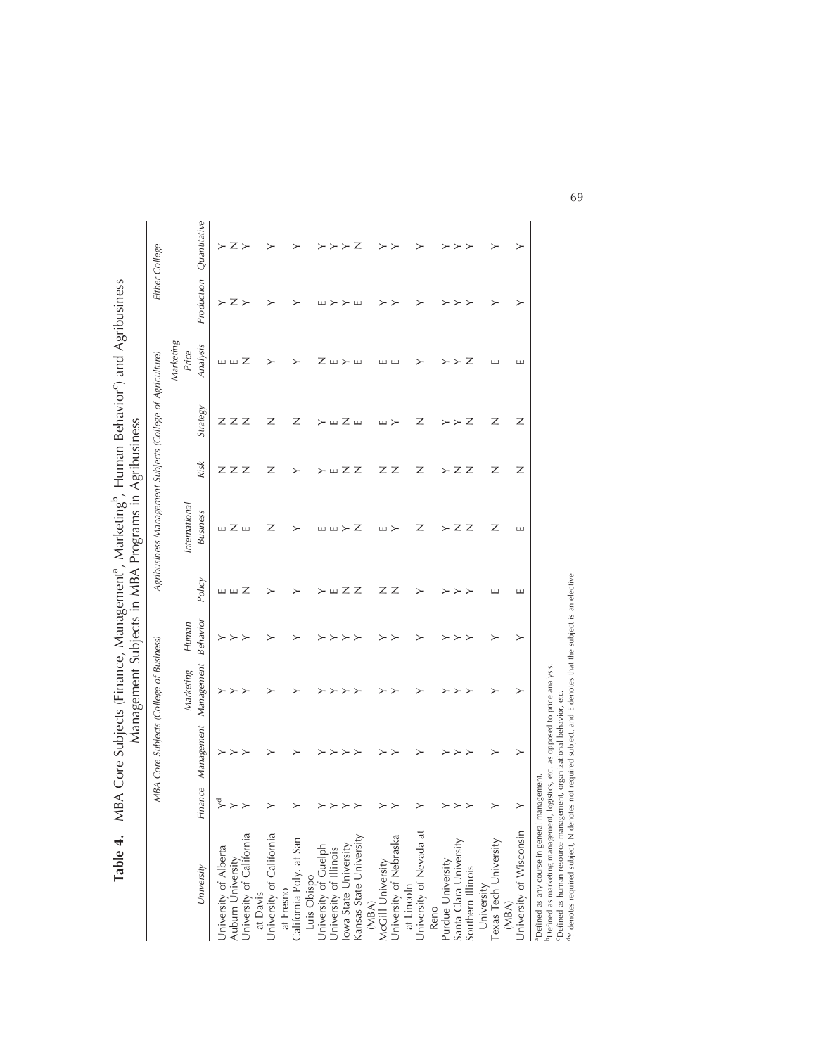**Table 4.** MBA Core Subjects (Finance, Management[a], Marketing[b], Human Behavior[c]) and Agribusiness Management Subjects in MBA Programs in Agribusiness

| University | MBA Core Subjects (College of Business) | | | | Agribusiness Management Subjects (College of Agriculture) | | | | | Either College | |
|---|---|---|---|---|---|---|---|---|---|---|---|
| | Finance | Management | Marketing Management | Human Behavior | Policy | International Business | Risk | Strategy | Marketing Price Analysis | Production | Quantitative |
| University of Alberta | Y[d] | Y | Y | Y | E | E | N | N | E | Y | Y |
| Auburn University | Y | Y | Y | Y | E | N | N | N | E | N | N |
| University of California at Davis | Y | Y | Y | Y | N | E | N | N | N | Y | Y |
| University of California at Fresno | Y | Y | Y | Y | Y | N | N | N | Y | Y | Y |
| California Poly. at San Luis Obispo | Y | Y | Y | Y | Y | Y | Y | N | Y | Y | Y |
| University of Guelph | Y | Y | Y | Y | Y | E | Y | Y | N | E | Y |
| University of Illinois | Y | Y | Y | Y | E | E | E | E | E | Y | Y |
| Iowa State University | Y | Y | Y | Y | N | Y | N | N | Y | Y | Y |
| Kansas State University (MBA) | Y | Y | Y | Y | N | N | N | E | E | E | N |
| McGill University | Y | Y | Y | Y | N | E | N | E | E | Y | Y |
| University of Nebraska at Lincoln | Y | Y | Y | Y | N | Y | N | Y | E | Y | Y |
| University of Nevada at Reno | Y | Y | Y | Y | Y | N | N | N | Y | Y | Y |
| Purdue University | Y | Y | Y | Y | Y | Y | Y | Y | Y | Y | Y |
| Santa Clara University | Y | Y | Y | Y | Y | N | N | Y | Y | Y | Y |
| Southern Illinois University | Y | Y | Y | Y | Y | N | N | N | N | Y | Y |
| Texas Tech University (MBA) | Y | Y | Y | Y | E | N | N | N | E | Y | Y |
| University of Wisconsin | Y | Y | Y | Y | E | E | N | N | E | Y | Y |

[a]Defined as any course in general management.
[b]Defined as marketing management, logistics, etc. as opposed to price analysis.
[c]Defined as human resource management, organizational behavior, etc.
[d]Y denotes required subject, N denotes not required subject, and E denotes that the subject is an elective.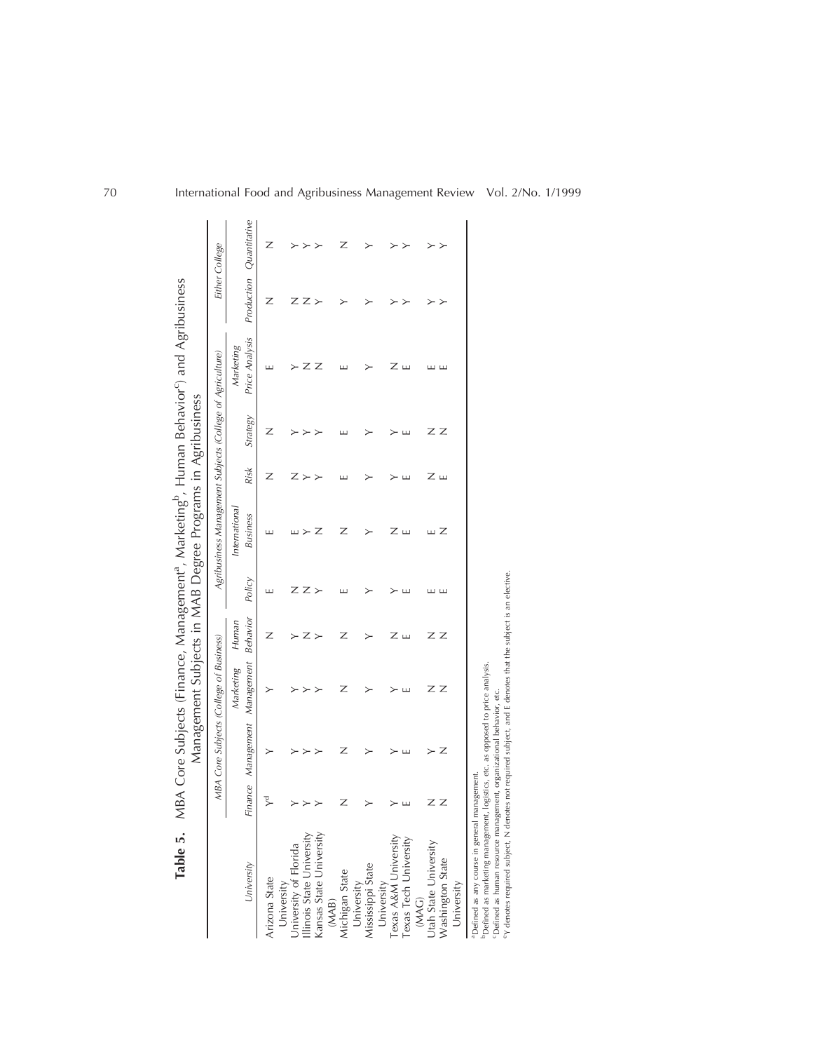**Table 5.** MBA Core Subjects (Finance, Management[a], Marketing[b], Human Behavior[c]) and Agribusiness Management Subjects in MAB Degree Programs in Agribusiness

| | MBA Core Subjects (College of Business) | | | | Agribusiness Management Subjects (College of Agriculture) | | | | | Either College | |
|---|---|---|---|---|---|---|---|---|---|---|---|
| University | Finance | Management | Marketing Management | Human Behavior | Policy | International Business | Risk | Strategy | Marketing Price Analysis | Production | Quantitative |
| Arizona State University | Y[d] | Y | Y | N | E | E | N | N | E | N | N |
| University of Florida | Y | Y | Y | Y | N | E | N | Y | Y | N | Y |
| Illinois State University | Y | Y | Y | N | N | Y | Y | Y | N | N | Y |
| Kansas State University (MAB) | Y | Y | Y | Y | Y | N | Y | Y | N | Y | Y |
| Michigan State University | N | N | N | N | E | N | E | E | E | Y | N |
| Mississippi State University | Y | Y | Y | Y | Y | Y | Y | Y | Y | Y | Y |
| Texas A&M University | Y | Y | Y | N | Y | N | Y | Y | N | Y | Y |
| Texas Tech University (MAG) | E | E | E | E | E | E | E | E | E | Y | Y |
| Utah State University | N | Y | N | N | E | E | N | N | E | Y | Y |
| Washington State University | N | N | N | N | E | N | E | N | E | Y | Y |

[a]Defined as any course in general management.
[b]Defined as marketing management, logistics, etc. as opposed to price analysis.
[c]Defined as human resource management, organizational behavior, etc.
[d]Y denotes required subject, N denotes not required subject, and E denotes that the subject is an elective.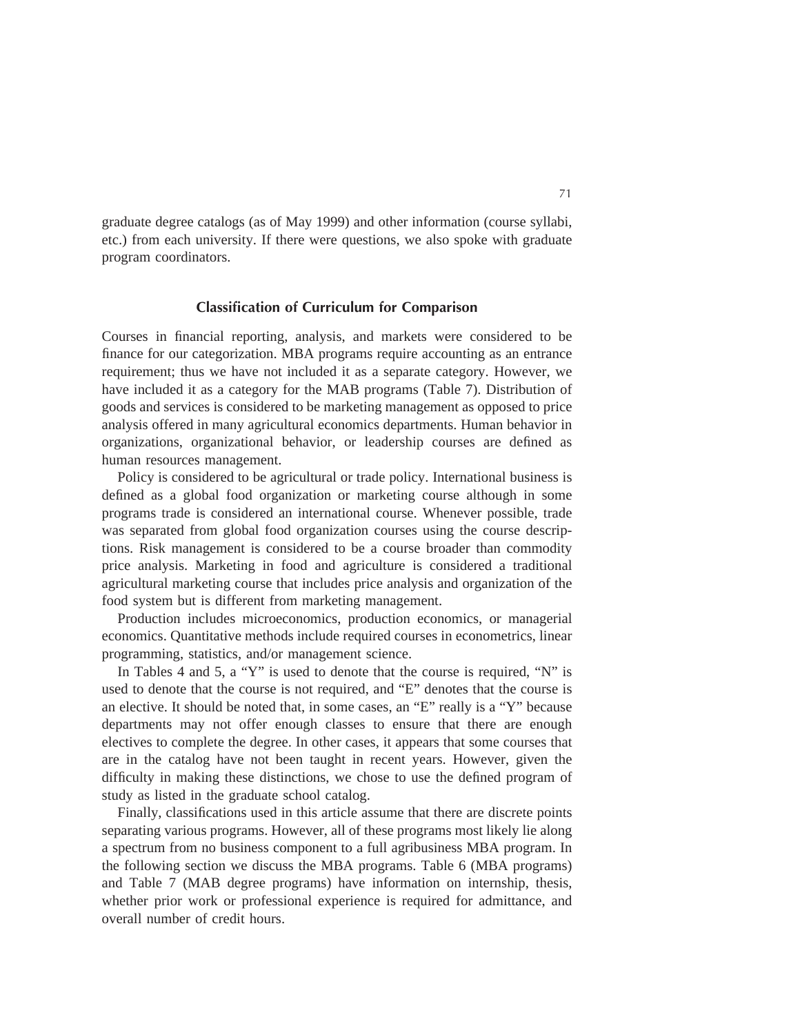graduate degree catalogs (as of May 1999) and other information (course syllabi, etc.) from each university. If there were questions, we also spoke with graduate program coordinators.

### Classification of Curriculum for Comparison

Courses in financial reporting, analysis, and markets were considered to be finance for our categorization. MBA programs require accounting as an entrance requirement; thus we have not included it as a separate category. However, we have included it as a category for the MAB programs (Table 7). Distribution of goods and services is considered to be marketing management as opposed to price analysis offered in many agricultural economics departments. Human behavior in organizations, organizational behavior, or leadership courses are defined as human resources management.

Policy is considered to be agricultural or trade policy. International business is defined as a global food organization or marketing course although in some programs trade is considered an international course. Whenever possible, trade was separated from global food organization courses using the course descriptions. Risk management is considered to be a course broader than commodity price analysis. Marketing in food and agriculture is considered a traditional agricultural marketing course that includes price analysis and organization of the food system but is different from marketing management.

Production includes microeconomics, production economics, or managerial economics. Quantitative methods include required courses in econometrics, linear programming, statistics, and/or management science.

In Tables 4 and 5, a "Y" is used to denote that the course is required, "N" is used to denote that the course is not required, and "E" denotes that the course is an elective. It should be noted that, in some cases, an "E" really is a "Y" because departments may not offer enough classes to ensure that there are enough electives to complete the degree. In other cases, it appears that some courses that are in the catalog have not been taught in recent years. However, given the difficulty in making these distinctions, we chose to use the defined program of study as listed in the graduate school catalog.

Finally, classifications used in this article assume that there are discrete points separating various programs. However, all of these programs most likely lie along a spectrum from no business component to a full agribusiness MBA program. In the following section we discuss the MBA programs. Table 6 (MBA programs) and Table 7 (MAB degree programs) have information on internship, thesis, whether prior work or professional experience is required for admittance, and overall number of credit hours.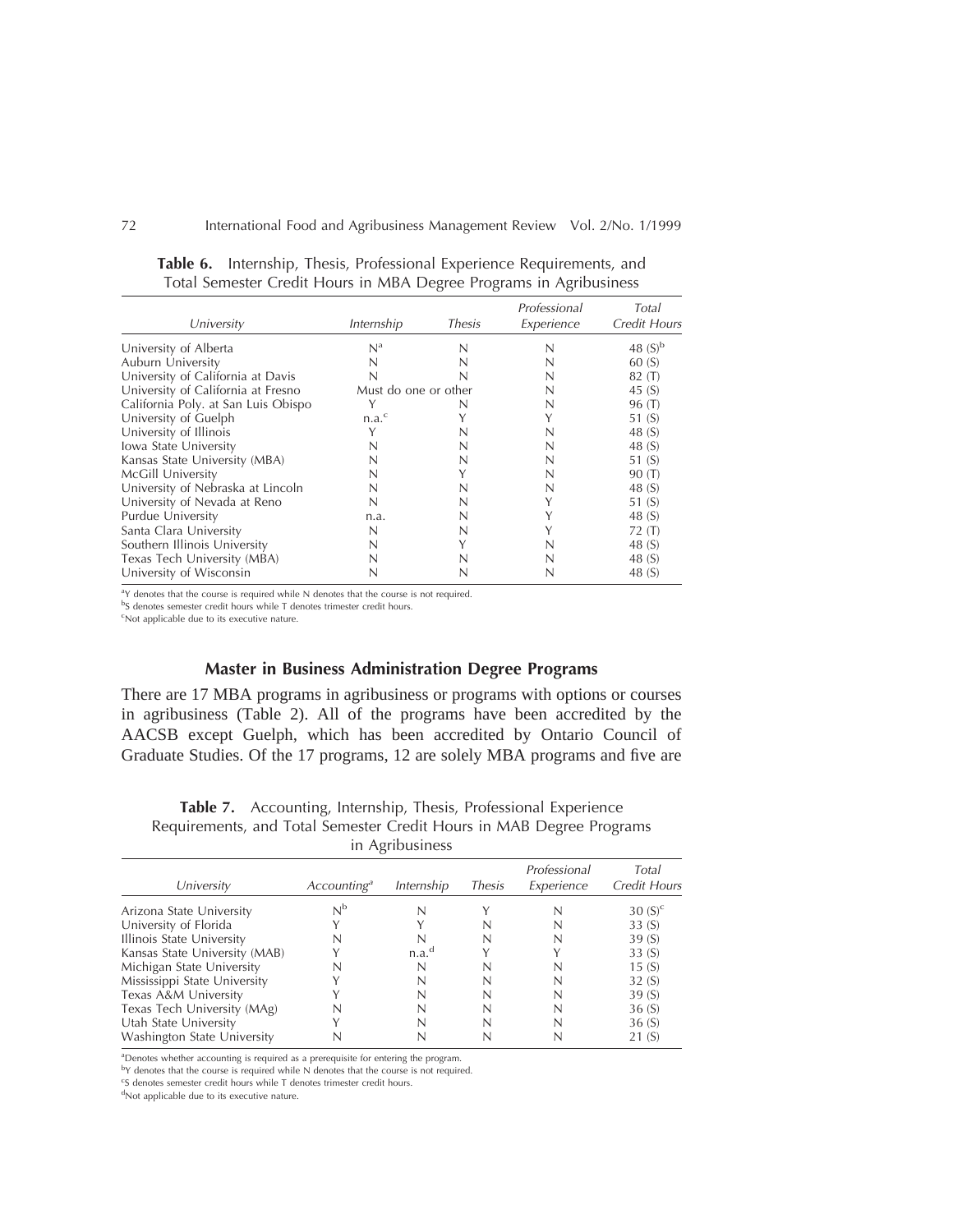**Table 6.** Internship, Thesis, Professional Experience Requirements, and Total Semester Credit Hours in MBA Degree Programs in Agribusiness

| University | Internship | Thesis | Professional Experience | Total Credit Hours |
|---|---|---|---|---|
| University of Alberta | N[a] | N | N | 48 (S)[b] |
| Auburn University | N | N | N | 60 (S) |
| University of California at Davis | N | N | N | 82 (T) |
| University of California at Fresno | Must do one or other | | N | 45 (S) |
| California Poly. at San Luis Obispo | Y | N | N | 96 (T) |
| University of Guelph | n.a.[c] | Y | Y | 51 (S) |
| University of Illinois | Y | N | N | 48 (S) |
| Iowa State University | N | N | N | 48 (S) |
| Kansas State University (MBA) | N | N | N | 51 (S) |
| McGill University | N | Y | N | 90 (T) |
| University of Nebraska at Lincoln | N | N | N | 48 (S) |
| University of Nevada at Reno | N | N | Y | 51 (S) |
| Purdue University | n.a. | N | Y | 48 (S) |
| Santa Clara University | N | N | Y | 72 (T) |
| Southern Illinois University | N | Y | N | 48 (S) |
| Texas Tech University (MBA) | N | N | N | 48 (S) |
| University of Wisconsin | N | N | N | 48 (S) |

[a]Y denotes that the course is required while N denotes that the course is not required.
[b]S denotes semester credit hours while T denotes trimester credit hours.
[c]Not applicable due to its executive nature.

## Master in Business Administration Degree Programs

There are 17 MBA programs in agribusiness or programs with options or courses in agribusiness (Table 2). All of the programs have been accredited by the AACSB except Guelph, which has been accredited by Ontario Council of Graduate Studies. Of the 17 programs, 12 are solely MBA programs and five are

**Table 7.** Accounting, Internship, Thesis, Professional Experience Requirements, and Total Semester Credit Hours in MAB Degree Programs in Agribusiness

| University | Accounting[a] | Internship | Thesis | Professional Experience | Total Credit Hours |
|---|---|---|---|---|---|
| Arizona State University | N[b] | N | Y | N | 30 (S)[c] |
| University of Florida | Y | Y | N | N | 33 (S) |
| Illinois State University | N | N | N | N | 39 (S) |
| Kansas State University (MAB) | Y | n.a.[d] | Y | Y | 33 (S) |
| Michigan State University | N | N | N | N | 15 (S) |
| Mississippi State University | Y | N | N | N | 32 (S) |
| Texas A&M University | Y | N | N | N | 39 (S) |
| Texas Tech University (MAg) | N | N | N | N | 36 (S) |
| Utah State University | Y | N | N | N | 36 (S) |
| Washington State University | N | N | N | N | 21 (S) |

[a]Denotes whether accounting is required as a prerequisite for entering the program.
[b]Y denotes that the course is required while N denotes that the course is not required.
[c]S denotes semester credit hours while T denotes trimester credit hours.
[d]Not applicable due to its executive nature.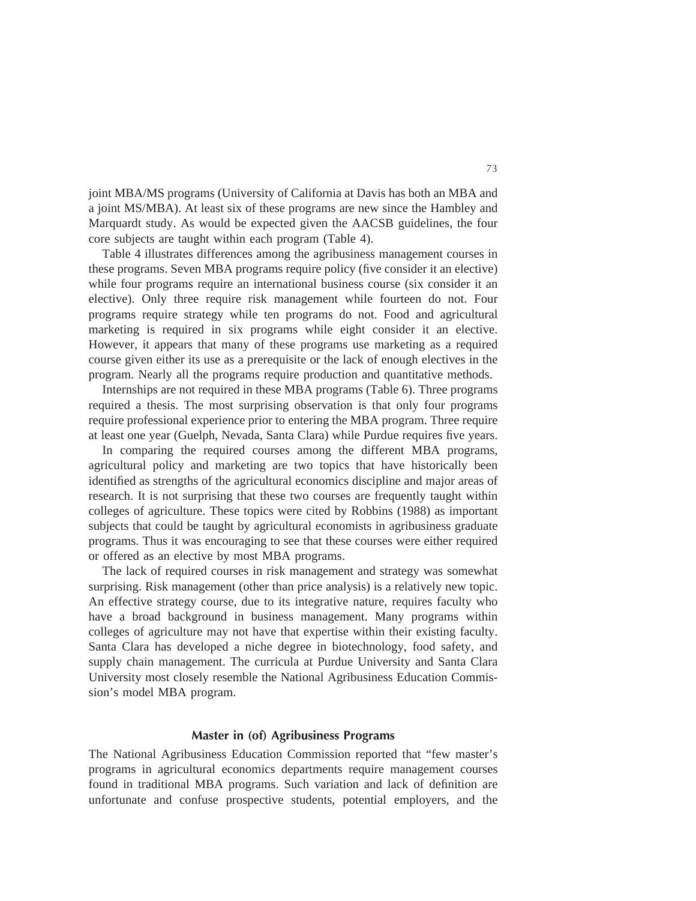joint MBA/MS programs (University of California at Davis has both an MBA and a joint MS/MBA). At least six of these programs are new since the Hambley and Marquardt study. As would be expected given the AACSB guidelines, the four core subjects are taught within each program (Table 4).

Table 4 illustrates differences among the agribusiness management courses in these programs. Seven MBA programs require policy (five consider it an elective) while four programs require an international business course (six consider it an elective). Only three require risk management while fourteen do not. Four programs require strategy while ten programs do not. Food and agricultural marketing is required in six programs while eight consider it an elective. However, it appears that many of these programs use marketing as a required course given either its use as a prerequisite or the lack of enough electives in the program. Nearly all the programs require production and quantitative methods.

Internships are not required in these MBA programs (Table 6). Three programs required a thesis. The most surprising observation is that only four programs require professional experience prior to entering the MBA program. Three require at least one year (Guelph, Nevada, Santa Clara) while Purdue requires five years.

In comparing the required courses among the different MBA programs, agricultural policy and marketing are two topics that have historically been identified as strengths of the agricultural economics discipline and major areas of research. It is not surprising that these two courses are frequently taught within colleges of agriculture. These topics were cited by Robbins (1988) as important subjects that could be taught by agricultural economists in agribusiness graduate programs. Thus it was encouraging to see that these courses were either required or offered as an elective by most MBA programs.

The lack of required courses in risk management and strategy was somewhat surprising. Risk management (other than price analysis) is a relatively new topic. An effective strategy course, due to its integrative nature, requires faculty who have a broad background in business management. Many programs within colleges of agriculture may not have that expertise within their existing faculty. Santa Clara has developed a niche degree in biotechnology, food safety, and supply chain management. The curricula at Purdue University and Santa Clara University most closely resemble the National Agribusiness Education Commission's model MBA program.

## Master in (of) Agribusiness Programs

The National Agribusiness Education Commission reported that "few master's programs in agricultural economics departments require management courses found in traditional MBA programs. Such variation and lack of definition are unfortunate and confuse prospective students, potential employers, and the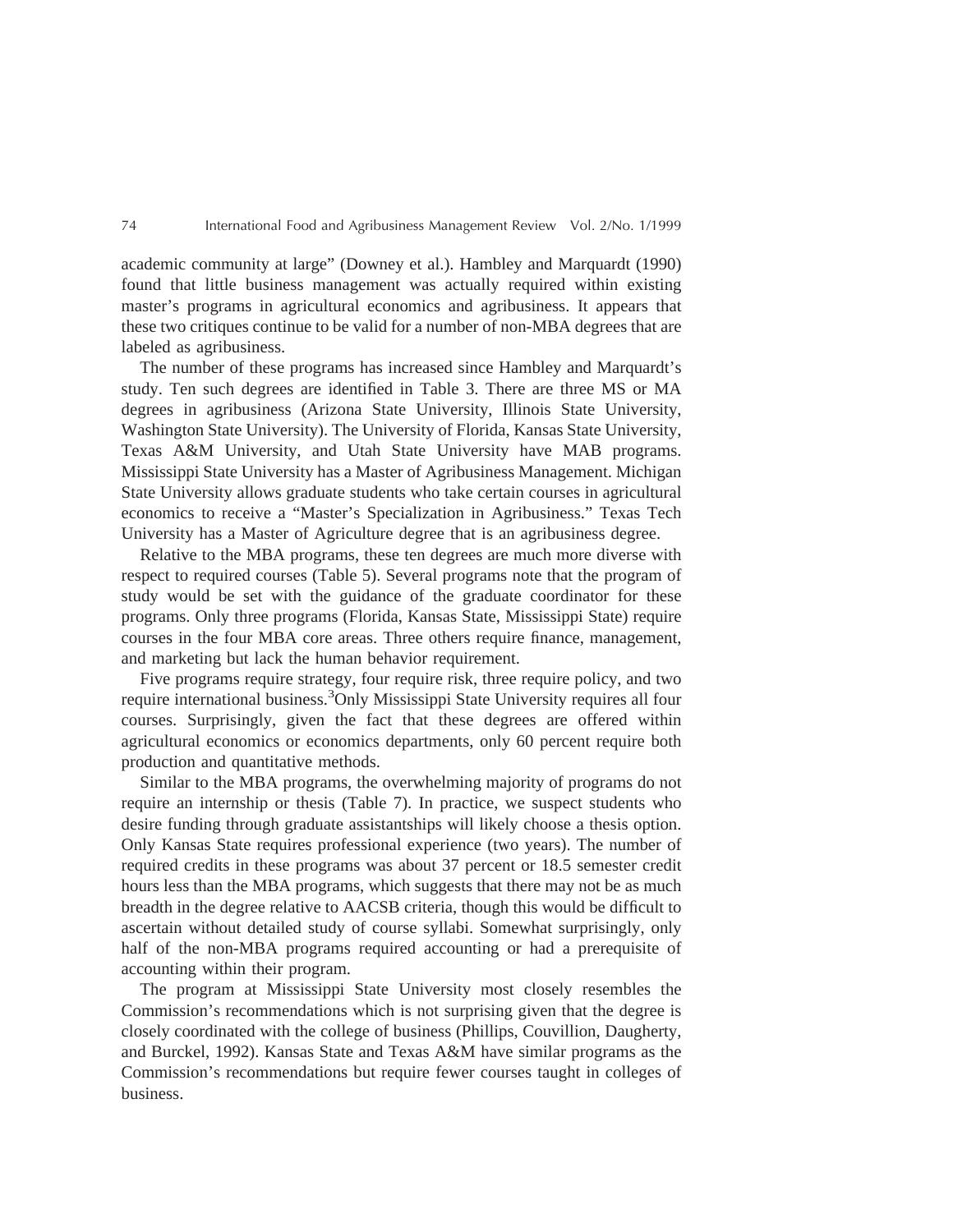academic community at large" (Downey et al.). Hambley and Marquardt (1990) found that little business management was actually required within existing master's programs in agricultural economics and agribusiness. It appears that these two critiques continue to be valid for a number of non-MBA degrees that are labeled as agribusiness.

The number of these programs has increased since Hambley and Marquardt's study. Ten such degrees are identified in Table 3. There are three MS or MA degrees in agribusiness (Arizona State University, Illinois State University, Washington State University). The University of Florida, Kansas State University, Texas A&M University, and Utah State University have MAB programs. Mississippi State University has a Master of Agribusiness Management. Michigan State University allows graduate students who take certain courses in agricultural economics to receive a "Master's Specialization in Agribusiness." Texas Tech University has a Master of Agriculture degree that is an agribusiness degree.

Relative to the MBA programs, these ten degrees are much more diverse with respect to required courses (Table 5). Several programs note that the program of study would be set with the guidance of the graduate coordinator for these programs. Only three programs (Florida, Kansas State, Mississippi State) require courses in the four MBA core areas. Three others require finance, management, and marketing but lack the human behavior requirement.

Five programs require strategy, four require risk, three require policy, and two require international business.[3] Only Mississippi State University requires all four courses. Surprisingly, given the fact that these degrees are offered within agricultural economics or economics departments, only 60 percent require both production and quantitative methods.

Similar to the MBA programs, the overwhelming majority of programs do not require an internship or thesis (Table 7). In practice, we suspect students who desire funding through graduate assistantships will likely choose a thesis option. Only Kansas State requires professional experience (two years). The number of required credits in these programs was about 37 percent or 18.5 semester credit hours less than the MBA programs, which suggests that there may not be as much breadth in the degree relative to AACSB criteria, though this would be difficult to ascertain without detailed study of course syllabi. Somewhat surprisingly, only half of the non-MBA programs required accounting or had a prerequisite of accounting within their program.

The program at Mississippi State University most closely resembles the Commission's recommendations which is not surprising given that the degree is closely coordinated with the college of business (Phillips, Couvillion, Daugherty, and Burckel, 1992). Kansas State and Texas A&M have similar programs as the Commission's recommendations but require fewer courses taught in colleges of business.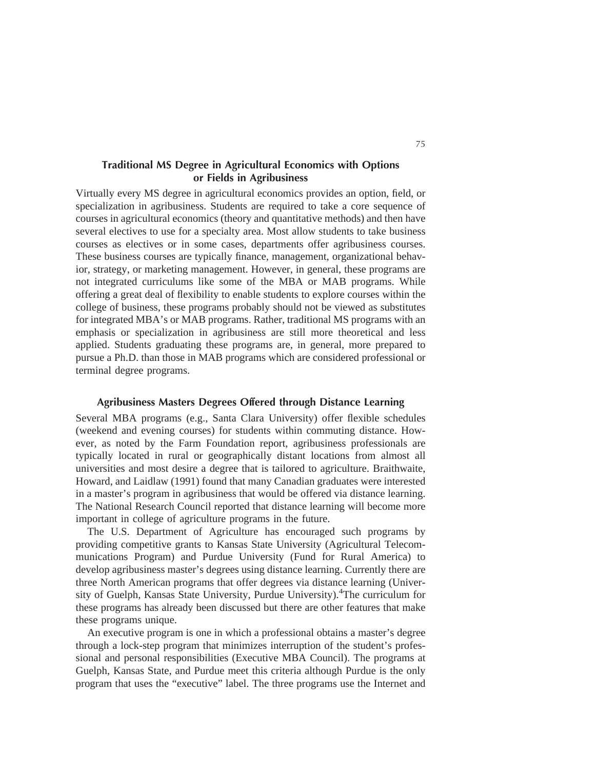## Traditional MS Degree in Agricultural Economics with Options or Fields in Agribusiness

Virtually every MS degree in agricultural economics provides an option, field, or specialization in agribusiness. Students are required to take a core sequence of courses in agricultural economics (theory and quantitative methods) and then have several electives to use for a specialty area. Most allow students to take business courses as electives or in some cases, departments offer agribusiness courses. These business courses are typically finance, management, organizational behavior, strategy, or marketing management. However, in general, these programs are not integrated curriculums like some of the MBA or MAB programs. While offering a great deal of flexibility to enable students to explore courses within the college of business, these programs probably should not be viewed as substitutes for integrated MBA's or MAB programs. Rather, traditional MS programs with an emphasis or specialization in agribusiness are still more theoretical and less applied. Students graduating these programs are, in general, more prepared to pursue a Ph.D. than those in MAB programs which are considered professional or terminal degree programs.

## Agribusiness Masters Degrees Offered through Distance Learning

Several MBA programs (e.g., Santa Clara University) offer flexible schedules (weekend and evening courses) for students within commuting distance. However, as noted by the Farm Foundation report, agribusiness professionals are typically located in rural or geographically distant locations from almost all universities and most desire a degree that is tailored to agriculture. Braithwaite, Howard, and Laidlaw (1991) found that many Canadian graduates were interested in a master's program in agribusiness that would be offered via distance learning. The National Research Council reported that distance learning will become more important in college of agriculture programs in the future.

The U.S. Department of Agriculture has encouraged such programs by providing competitive grants to Kansas State University (Agricultural Telecommunications Program) and Purdue University (Fund for Rural America) to develop agribusiness master's degrees using distance learning. Currently there are three North American programs that offer degrees via distance learning (University of Guelph, Kansas State University, Purdue University).[4] The curriculum for these programs has already been discussed but there are other features that make these programs unique.

An executive program is one in which a professional obtains a master's degree through a lock-step program that minimizes interruption of the student's professional and personal responsibilities (Executive MBA Council). The programs at Guelph, Kansas State, and Purdue meet this criteria although Purdue is the only program that uses the "executive" label. The three programs use the Internet and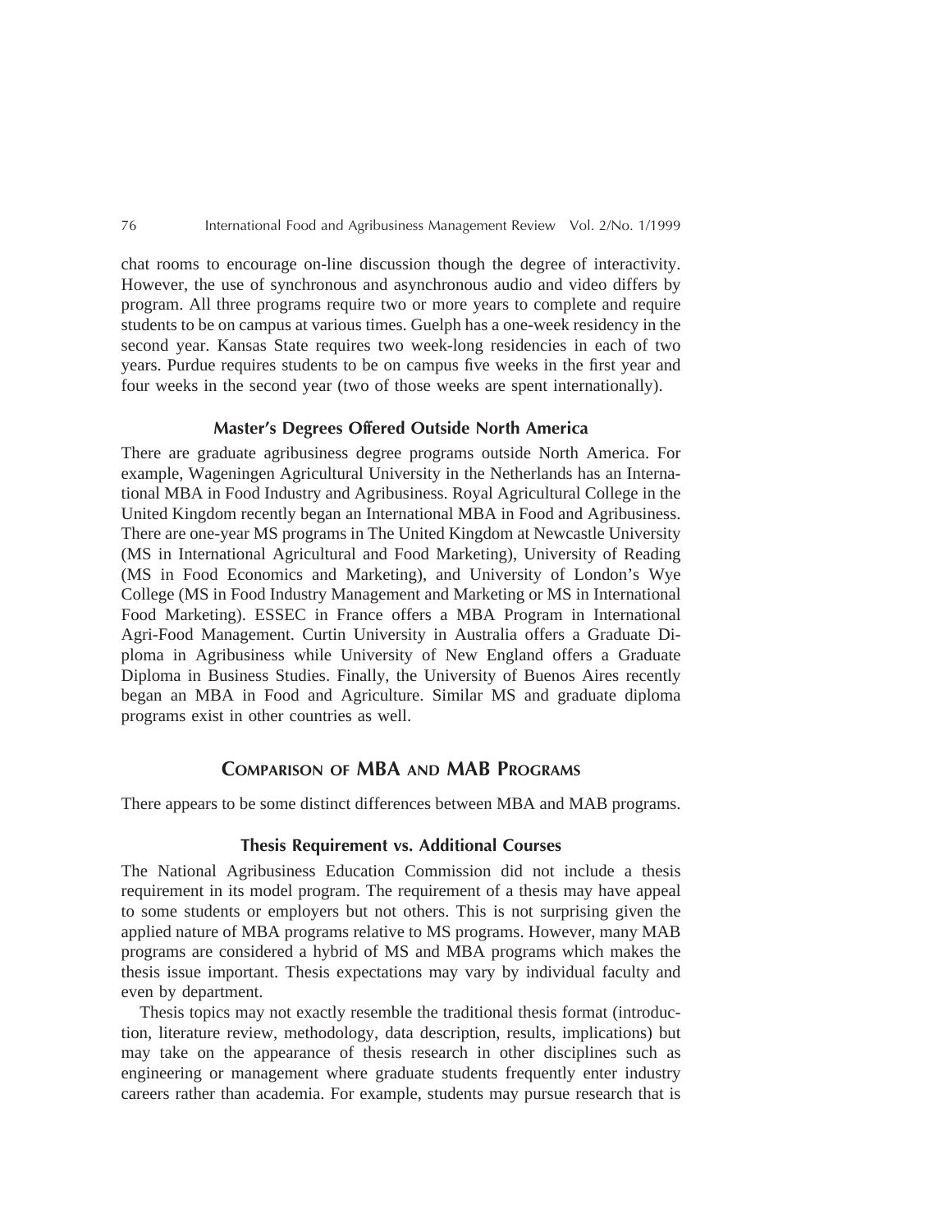chat rooms to encourage on-line discussion though the degree of interactivity. However, the use of synchronous and asynchronous audio and video differs by program. All three programs require two or more years to complete and require students to be on campus at various times. Guelph has a one-week residency in the second year. Kansas State requires two week-long residencies in each of two years. Purdue requires students to be on campus five weeks in the first year and four weeks in the second year (two of those weeks are spent internationally).

### Master's Degrees Offered Outside North America

There are graduate agribusiness degree programs outside North America. For example, Wageningen Agricultural University in the Netherlands has an International MBA in Food Industry and Agribusiness. Royal Agricultural College in the United Kingdom recently began an International MBA in Food and Agribusiness. There are one-year MS programs in The United Kingdom at Newcastle University (MS in International Agricultural and Food Marketing), University of Reading (MS in Food Economics and Marketing), and University of London's Wye College (MS in Food Industry Management and Marketing or MS in International Food Marketing). ESSEC in France offers a MBA Program in International Agri-Food Management. Curtin University in Australia offers a Graduate Diploma in Agribusiness while University of New England offers a Graduate Diploma in Business Studies. Finally, the University of Buenos Aires recently began an MBA in Food and Agriculture. Similar MS and graduate diploma programs exist in other countries as well.

## Comparison of MBA and MAB Programs

There appears to be some distinct differences between MBA and MAB programs.

### Thesis Requirement vs. Additional Courses

The National Agribusiness Education Commission did not include a thesis requirement in its model program. The requirement of a thesis may have appeal to some students or employers but not others. This is not surprising given the applied nature of MBA programs relative to MS programs. However, many MAB programs are considered a hybrid of MS and MBA programs which makes the thesis issue important. Thesis expectations may vary by individual faculty and even by department.

Thesis topics may not exactly resemble the traditional thesis format (introduction, literature review, methodology, data description, results, implications) but may take on the appearance of thesis research in other disciplines such as engineering or management where graduate students frequently enter industry careers rather than academia. For example, students may pursue research that is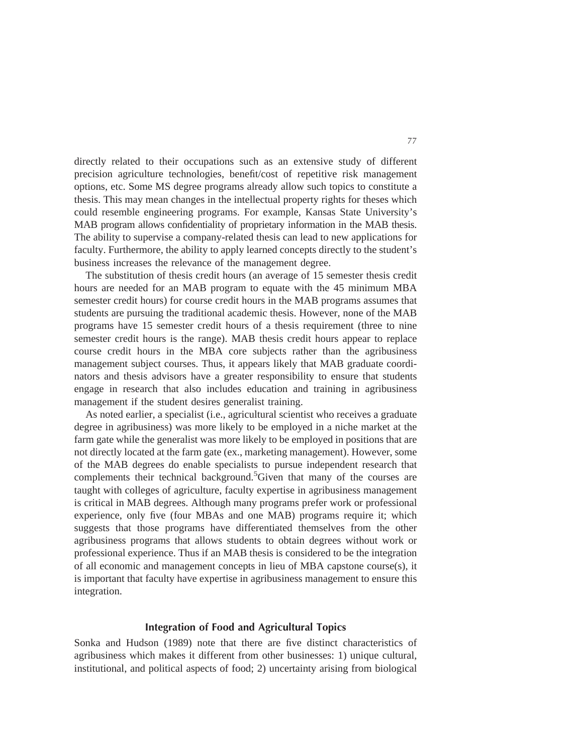directly related to their occupations such as an extensive study of different precision agriculture technologies, benefit/cost of repetitive risk management options, etc. Some MS degree programs already allow such topics to constitute a thesis. This may mean changes in the intellectual property rights for theses which could resemble engineering programs. For example, Kansas State University's MAB program allows confidentiality of proprietary information in the MAB thesis. The ability to supervise a company-related thesis can lead to new applications for faculty. Furthermore, the ability to apply learned concepts directly to the student's business increases the relevance of the management degree.

The substitution of thesis credit hours (an average of 15 semester thesis credit hours are needed for an MAB program to equate with the 45 minimum MBA semester credit hours) for course credit hours in the MAB programs assumes that students are pursuing the traditional academic thesis. However, none of the MAB programs have 15 semester credit hours of a thesis requirement (three to nine semester credit hours is the range). MAB thesis credit hours appear to replace course credit hours in the MBA core subjects rather than the agribusiness management subject courses. Thus, it appears likely that MAB graduate coordinators and thesis advisors have a greater responsibility to ensure that students engage in research that also includes education and training in agribusiness management if the student desires generalist training.

As noted earlier, a specialist (i.e., agricultural scientist who receives a graduate degree in agribusiness) was more likely to be employed in a niche market at the farm gate while the generalist was more likely to be employed in positions that are not directly located at the farm gate (ex., marketing management). However, some of the MAB degrees do enable specialists to pursue independent research that complements their technical background.[5] Given that many of the courses are taught with colleges of agriculture, faculty expertise in agribusiness management is critical in MAB degrees. Although many programs prefer work or professional experience, only five (four MBAs and one MAB) programs require it; which suggests that those programs have differentiated themselves from the other agribusiness programs that allows students to obtain degrees without work or professional experience. Thus if an MAB thesis is considered to be the integration of all economic and management concepts in lieu of MBA capstone course(s), it is important that faculty have expertise in agribusiness management to ensure this integration.

## Integration of Food and Agricultural Topics

Sonka and Hudson (1989) note that there are five distinct characteristics of agribusiness which makes it different from other businesses: 1) unique cultural, institutional, and political aspects of food; 2) uncertainty arising from biological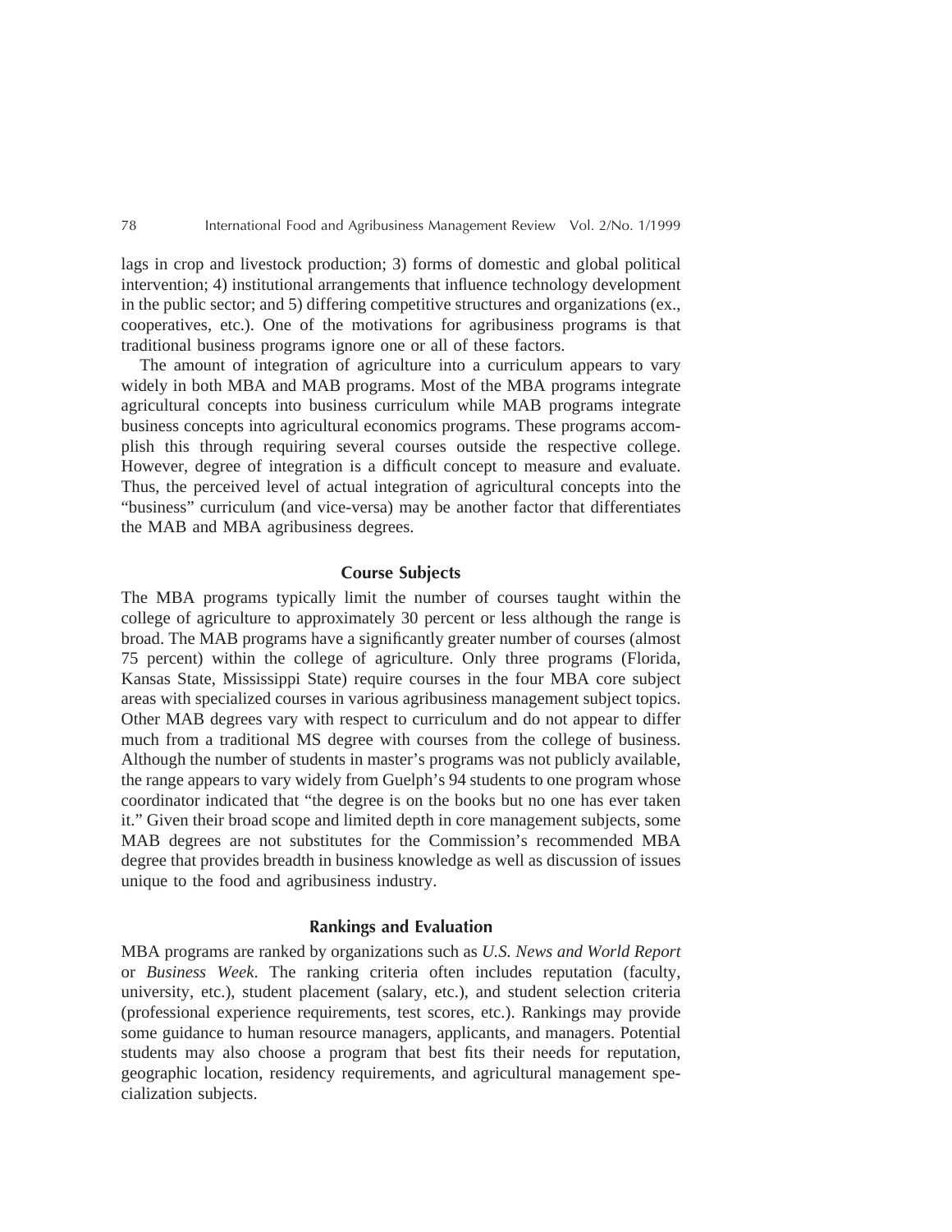lags in crop and livestock production; 3) forms of domestic and global political intervention; 4) institutional arrangements that influence technology development in the public sector; and 5) differing competitive structures and organizations (ex., cooperatives, etc.). One of the motivations for agribusiness programs is that traditional business programs ignore one or all of these factors.

The amount of integration of agriculture into a curriculum appears to vary widely in both MBA and MAB programs. Most of the MBA programs integrate agricultural concepts into business curriculum while MAB programs integrate business concepts into agricultural economics programs. These programs accomplish this through requiring several courses outside the respective college. However, degree of integration is a difficult concept to measure and evaluate. Thus, the perceived level of actual integration of agricultural concepts into the "business" curriculum (and vice-versa) may be another factor that differentiates the MAB and MBA agribusiness degrees.

## Course Subjects

The MBA programs typically limit the number of courses taught within the college of agriculture to approximately 30 percent or less although the range is broad. The MAB programs have a significantly greater number of courses (almost 75 percent) within the college of agriculture. Only three programs (Florida, Kansas State, Mississippi State) require courses in the four MBA core subject areas with specialized courses in various agribusiness management subject topics. Other MAB degrees vary with respect to curriculum and do not appear to differ much from a traditional MS degree with courses from the college of business. Although the number of students in master's programs was not publicly available, the range appears to vary widely from Guelph's 94 students to one program whose coordinator indicated that "the degree is on the books but no one has ever taken it." Given their broad scope and limited depth in core management subjects, some MAB degrees are not substitutes for the Commission's recommended MBA degree that provides breadth in business knowledge as well as discussion of issues unique to the food and agribusiness industry.

## Rankings and Evaluation

MBA programs are ranked by organizations such as *U.S. News and World Report* or *Business Week*. The ranking criteria often includes reputation (faculty, university, etc.), student placement (salary, etc.), and student selection criteria (professional experience requirements, test scores, etc.). Rankings may provide some guidance to human resource managers, applicants, and managers. Potential students may also choose a program that best fits their needs for reputation, geographic location, residency requirements, and agricultural management specialization subjects.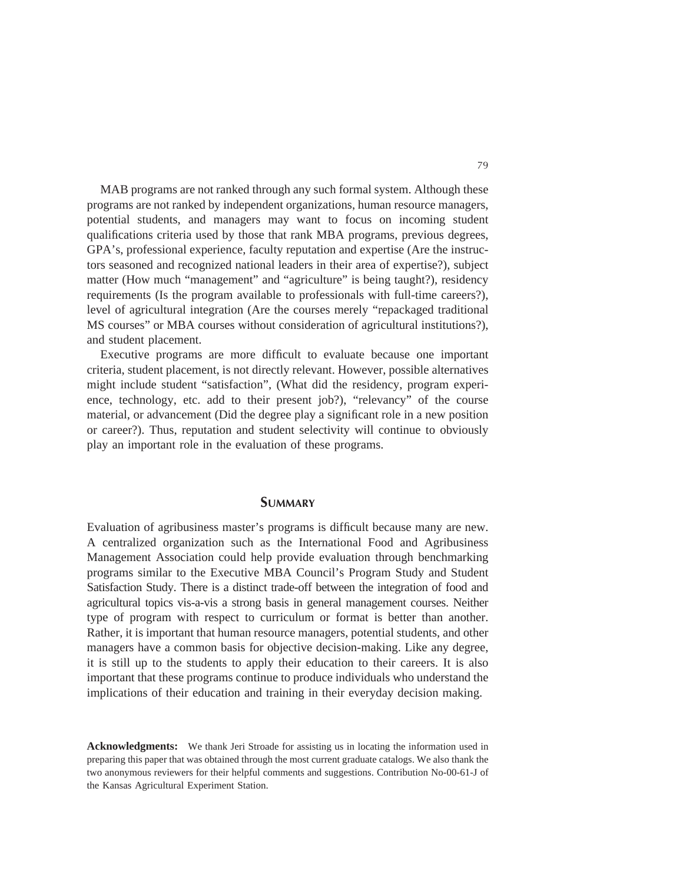MAB programs are not ranked through any such formal system. Although these programs are not ranked by independent organizations, human resource managers, potential students, and managers may want to focus on incoming student qualifications criteria used by those that rank MBA programs, previous degrees, GPA's, professional experience, faculty reputation and expertise (Are the instructors seasoned and recognized national leaders in their area of expertise?), subject matter (How much "management" and "agriculture" is being taught?), residency requirements (Is the program available to professionals with full-time careers?), level of agricultural integration (Are the courses merely "repackaged traditional MS courses" or MBA courses without consideration of agricultural institutions?), and student placement.

Executive programs are more difficult to evaluate because one important criteria, student placement, is not directly relevant. However, possible alternatives might include student "satisfaction", (What did the residency, program experience, technology, etc. add to their present job?), "relevancy" of the course material, or advancement (Did the degree play a significant role in a new position or career?). Thus, reputation and student selectivity will continue to obviously play an important role in the evaluation of these programs.

## Summary

Evaluation of agribusiness master's programs is difficult because many are new. A centralized organization such as the International Food and Agribusiness Management Association could help provide evaluation through benchmarking programs similar to the Executive MBA Council's Program Study and Student Satisfaction Study. There is a distinct trade-off between the integration of food and agricultural topics vis-a-vis a strong basis in general management courses. Neither type of program with respect to curriculum or format is better than another. Rather, it is important that human resource managers, potential students, and other managers have a common basis for objective decision-making. Like any degree, it is still up to the students to apply their education to their careers. It is also important that these programs continue to produce individuals who understand the implications of their education and training in their everyday decision making.

**Acknowledgments:** We thank Jeri Stroade for assisting us in locating the information used in preparing this paper that was obtained through the most current graduate catalogs. We also thank the two anonymous reviewers for their helpful comments and suggestions. Contribution No-00-61-J of the Kansas Agricultural Experiment Station.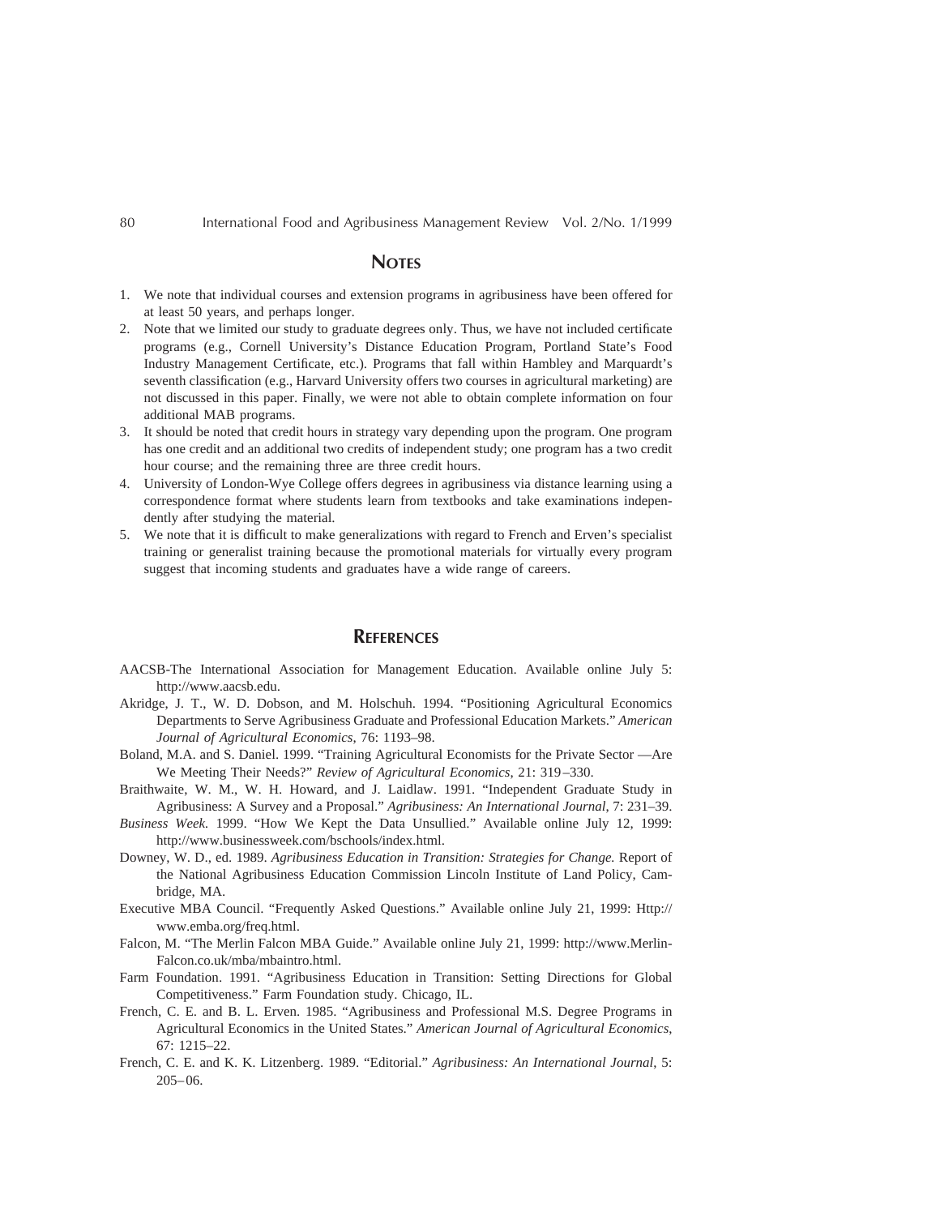## Notes

1. We note that individual courses and extension programs in agribusiness have been offered for at least 50 years, and perhaps longer.
2. Note that we limited our study to graduate degrees only. Thus, we have not included certificate programs (e.g., Cornell University's Distance Education Program, Portland State's Food Industry Management Certificate, etc.). Programs that fall within Hambley and Marquardt's seventh classification (e.g., Harvard University offers two courses in agricultural marketing) are not discussed in this paper. Finally, we were not able to obtain complete information on four additional MAB programs.
3. It should be noted that credit hours in strategy vary depending upon the program. One program has one credit and an additional two credits of independent study; one program has a two credit hour course; and the remaining three are three credit hours.
4. University of London-Wye College offers degrees in agribusiness via distance learning using a correspondence format where students learn from textbooks and take examinations independently after studying the material.
5. We note that it is difficult to make generalizations with regard to French and Erven's specialist training or generalist training because the promotional materials for virtually every program suggest that incoming students and graduates have a wide range of careers.

## References

AACSB-The International Association for Management Education. Available online July 5: http://www.aacsb.edu.

Akridge, J. T., W. D. Dobson, and M. Holschuh. 1994. "Positioning Agricultural Economics Departments to Serve Agribusiness Graduate and Professional Education Markets." *American Journal of Agricultural Economics*, 76: 1193–98.

Boland, M.A. and S. Daniel. 1999. "Training Agricultural Economists for the Private Sector —Are We Meeting Their Needs?" *Review of Agricultural Economics*, 21: 319–330.

Braithwaite, W. M., W. H. Howard, and J. Laidlaw. 1991. "Independent Graduate Study in Agribusiness: A Survey and a Proposal." *Agribusiness: An International Journal*, 7: 231–39.

*Business Week.* 1999. "How We Kept the Data Unsullied." Available online July 12, 1999: http://www.businessweek.com/bschools/index.html.

Downey, W. D., ed. 1989. *Agribusiness Education in Transition: Strategies for Change.* Report of the National Agribusiness Education Commission Lincoln Institute of Land Policy, Cambridge, MA.

Executive MBA Council. "Frequently Asked Questions." Available online July 21, 1999: Http://www.emba.org/freq.html.

Falcon, M. "The Merlin Falcon MBA Guide." Available online July 21, 1999: http://www.Merlin-Falcon.co.uk/mba/mbaintro.html.

Farm Foundation. 1991. "Agribusiness Education in Transition: Setting Directions for Global Competitiveness." Farm Foundation study. Chicago, IL.

French, C. E. and B. L. Erven. 1985. "Agribusiness and Professional M.S. Degree Programs in Agricultural Economics in the United States." *American Journal of Agricultural Economics*, 67: 1215–22.

French, C. E. and K. K. Litzenberg. 1989. "Editorial." *Agribusiness: An International Journal*, 5: 205–06.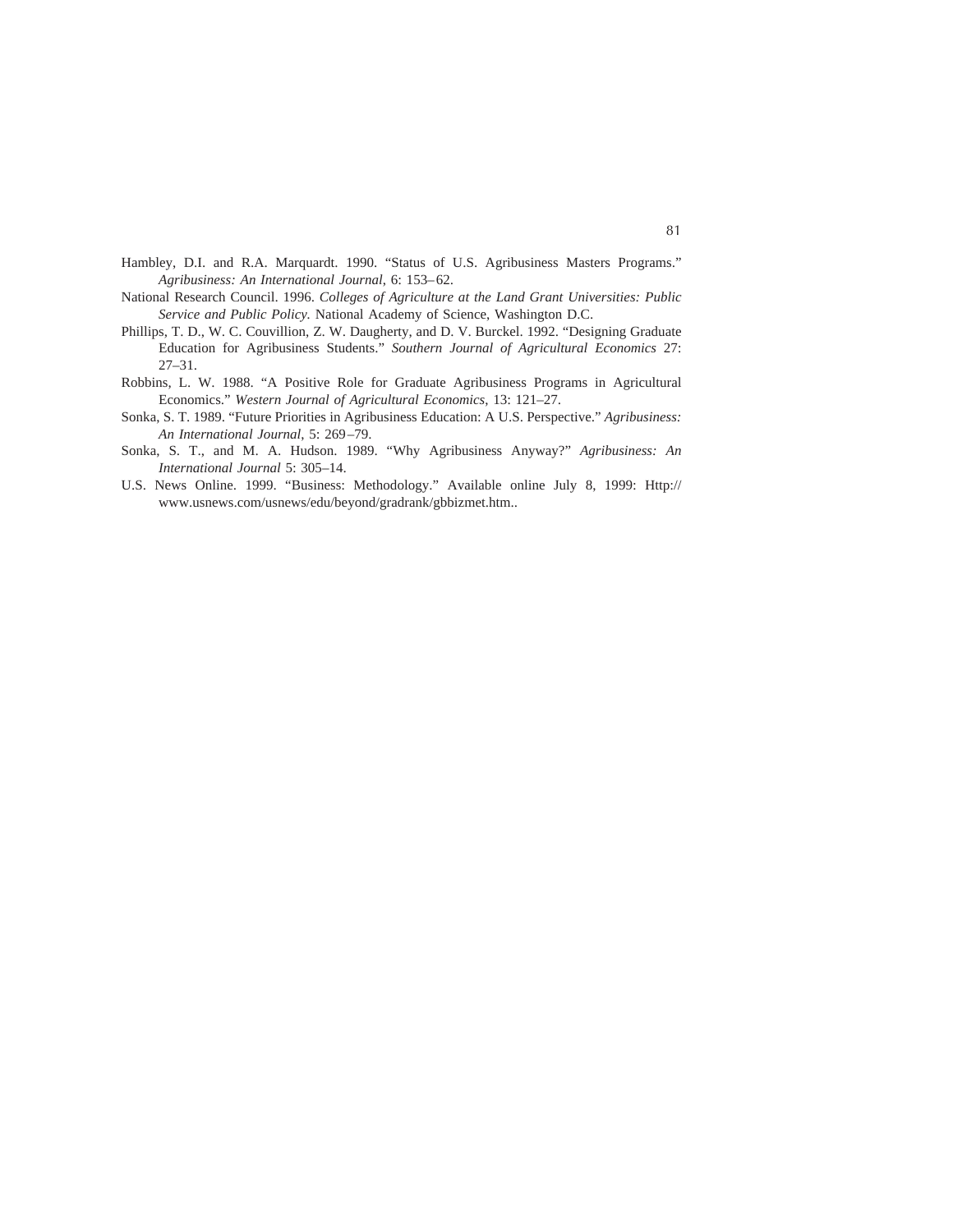Hambley, D.I. and R.A. Marquardt. 1990. "Status of U.S. Agribusiness Masters Programs." *Agribusiness: An International Journal*, 6: 153–62.

National Research Council. 1996. *Colleges of Agriculture at the Land Grant Universities: Public Service and Public Policy.* National Academy of Science, Washington D.C.

Phillips, T. D., W. C. Couvillion, Z. W. Daugherty, and D. V. Burckel. 1992. "Designing Graduate Education for Agribusiness Students." *Southern Journal of Agricultural Economics* 27: 27–31.

Robbins, L. W. 1988. "A Positive Role for Graduate Agribusiness Programs in Agricultural Economics." *Western Journal of Agricultural Economics*, 13: 121–27.

Sonka, S. T. 1989. "Future Priorities in Agribusiness Education: A U.S. Perspective." *Agribusiness: An International Journal*, 5: 269–79.

Sonka, S. T., and M. A. Hudson. 1989. "Why Agribusiness Anyway?" *Agribusiness: An International Journal* 5: 305–14.

U.S. News Online. 1999. "Business: Methodology." Available online July 8, 1999: Http://www.usnews.com/usnews/edu/beyond/gradrank/gbbizmet.htm..